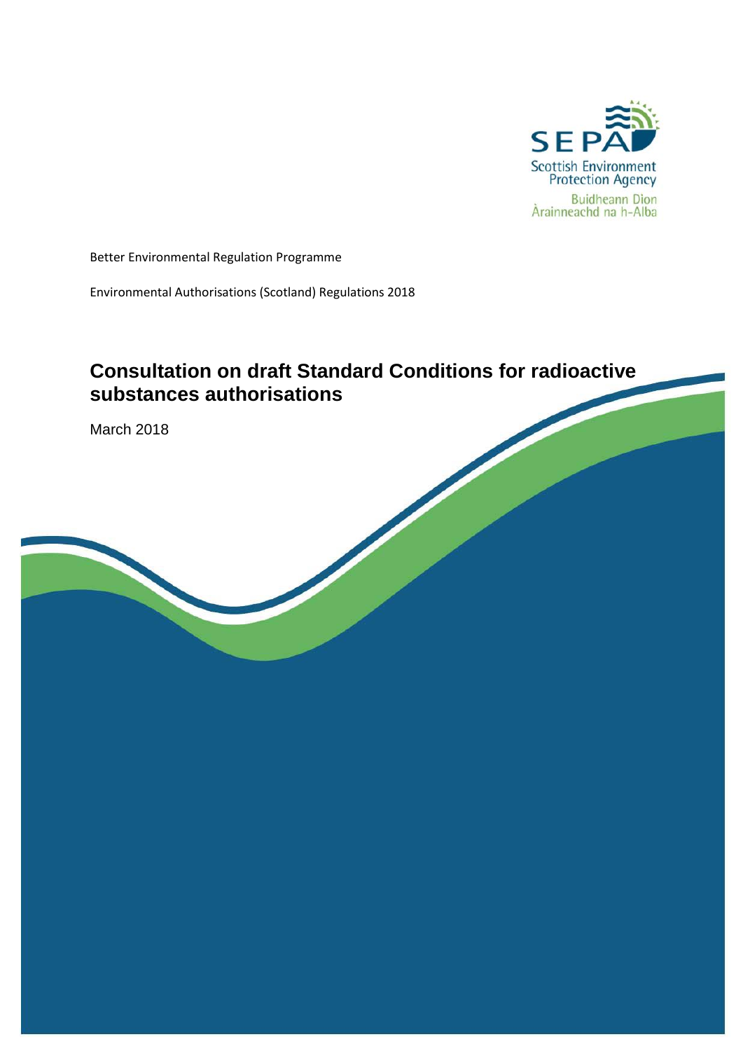SEPA

Scottish Environment Protection Agency

Buidheann Dìon Àrainneachd na h-Alba

Better Environmental Regulation Programme

Environmental Authorisations (Scotland) Regulations 2018

# Consultation on draft Standard Conditions for radioactive substances authorisations

March 2018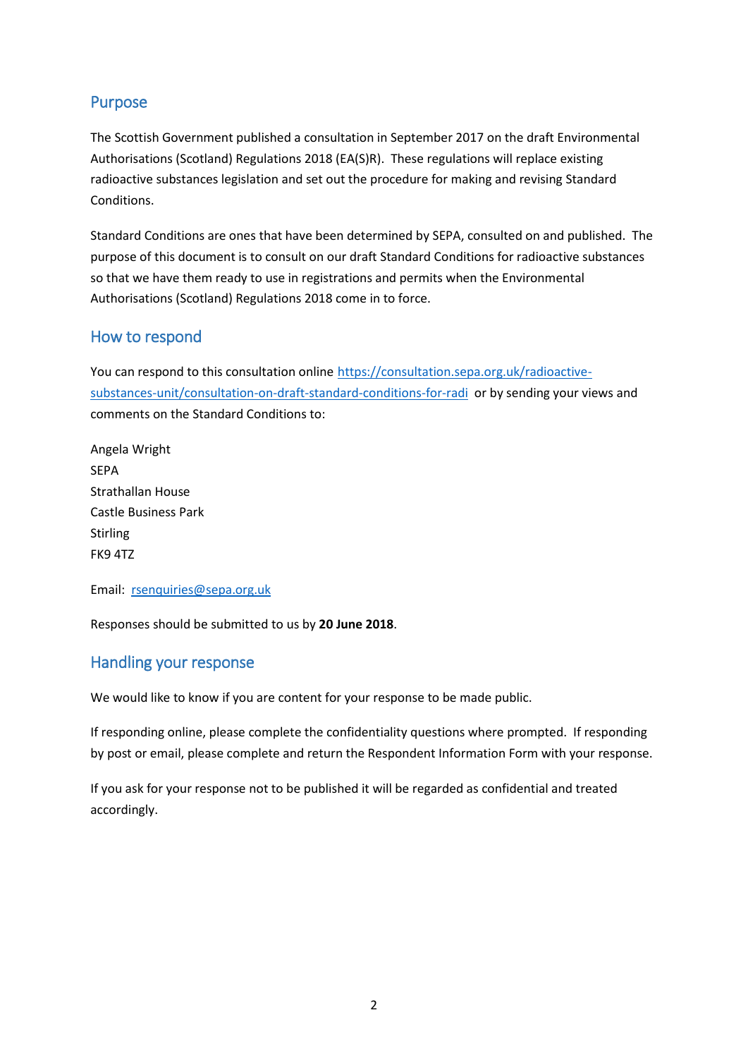## Purpose

The Scottish Government published a consultation in September 2017 on the draft Environmental Authorisations (Scotland) Regulations 2018 (EA(S)R). These regulations will replace existing radioactive substances legislation and set out the procedure for making and revising Standard Conditions.

Standard Conditions are ones that have been determined by SEPA, consulted on and published. The purpose of this document is to consult on our draft Standard Conditions for radioactive substances so that we have them ready to use in registrations and permits when the Environmental Authorisations (Scotland) Regulations 2018 come in to force.

## How to respond

You can respond to this consultation online [https://consultation.sepa.org.uk/radioactive-substances-unit/consultation-on-draft-standard-conditions-for-radi](https://consultation.sepa.org.uk/radioactive-substances-unit/consultation-on-draft-standard-conditions-for-radi) or by sending your views and comments on the Standard Conditions to:

Angela Wright
SEPA
Strathallan House
Castle Business Park
Stirling
FK9 4TZ

Email: [rsenquiries@sepa.org.uk](mailto:rsenquiries@sepa.org.uk)

Responses should be submitted to us by **20 June 2018**.

## Handling your response

We would like to know if you are content for your response to be made public.

If responding online, please complete the confidentiality questions where prompted. If responding by post or email, please complete and return the Respondent Information Form with your response.

If you ask for your response not to be published it will be regarded as confidential and treated accordingly.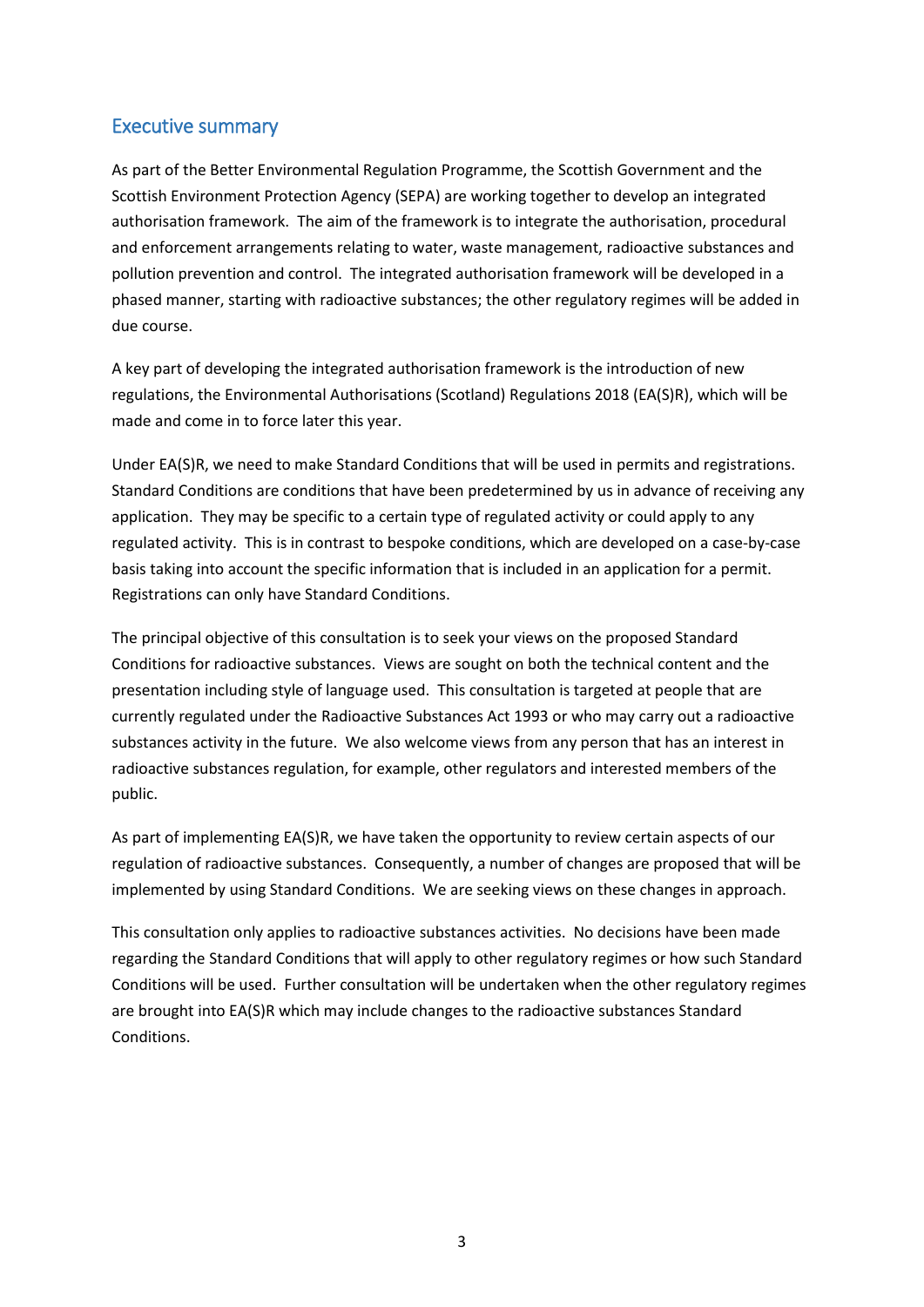## Executive summary

As part of the Better Environmental Regulation Programme, the Scottish Government and the Scottish Environment Protection Agency (SEPA) are working together to develop an integrated authorisation framework. The aim of the framework is to integrate the authorisation, procedural and enforcement arrangements relating to water, waste management, radioactive substances and pollution prevention and control. The integrated authorisation framework will be developed in a phased manner, starting with radioactive substances; the other regulatory regimes will be added in due course.

A key part of developing the integrated authorisation framework is the introduction of new regulations, the Environmental Authorisations (Scotland) Regulations 2018 (EA(S)R), which will be made and come in to force later this year.

Under EA(S)R, we need to make Standard Conditions that will be used in permits and registrations. Standard Conditions are conditions that have been predetermined by us in advance of receiving any application. They may be specific to a certain type of regulated activity or could apply to any regulated activity. This is in contrast to bespoke conditions, which are developed on a case-by-case basis taking into account the specific information that is included in an application for a permit. Registrations can only have Standard Conditions.

The principal objective of this consultation is to seek your views on the proposed Standard Conditions for radioactive substances. Views are sought on both the technical content and the presentation including style of language used. This consultation is targeted at people that are currently regulated under the Radioactive Substances Act 1993 or who may carry out a radioactive substances activity in the future. We also welcome views from any person that has an interest in radioactive substances regulation, for example, other regulators and interested members of the public.

As part of implementing EA(S)R, we have taken the opportunity to review certain aspects of our regulation of radioactive substances. Consequently, a number of changes are proposed that will be implemented by using Standard Conditions. We are seeking views on these changes in approach.

This consultation only applies to radioactive substances activities. No decisions have been made regarding the Standard Conditions that will apply to other regulatory regimes or how such Standard Conditions will be used. Further consultation will be undertaken when the other regulatory regimes are brought into EA(S)R which may include changes to the radioactive substances Standard Conditions.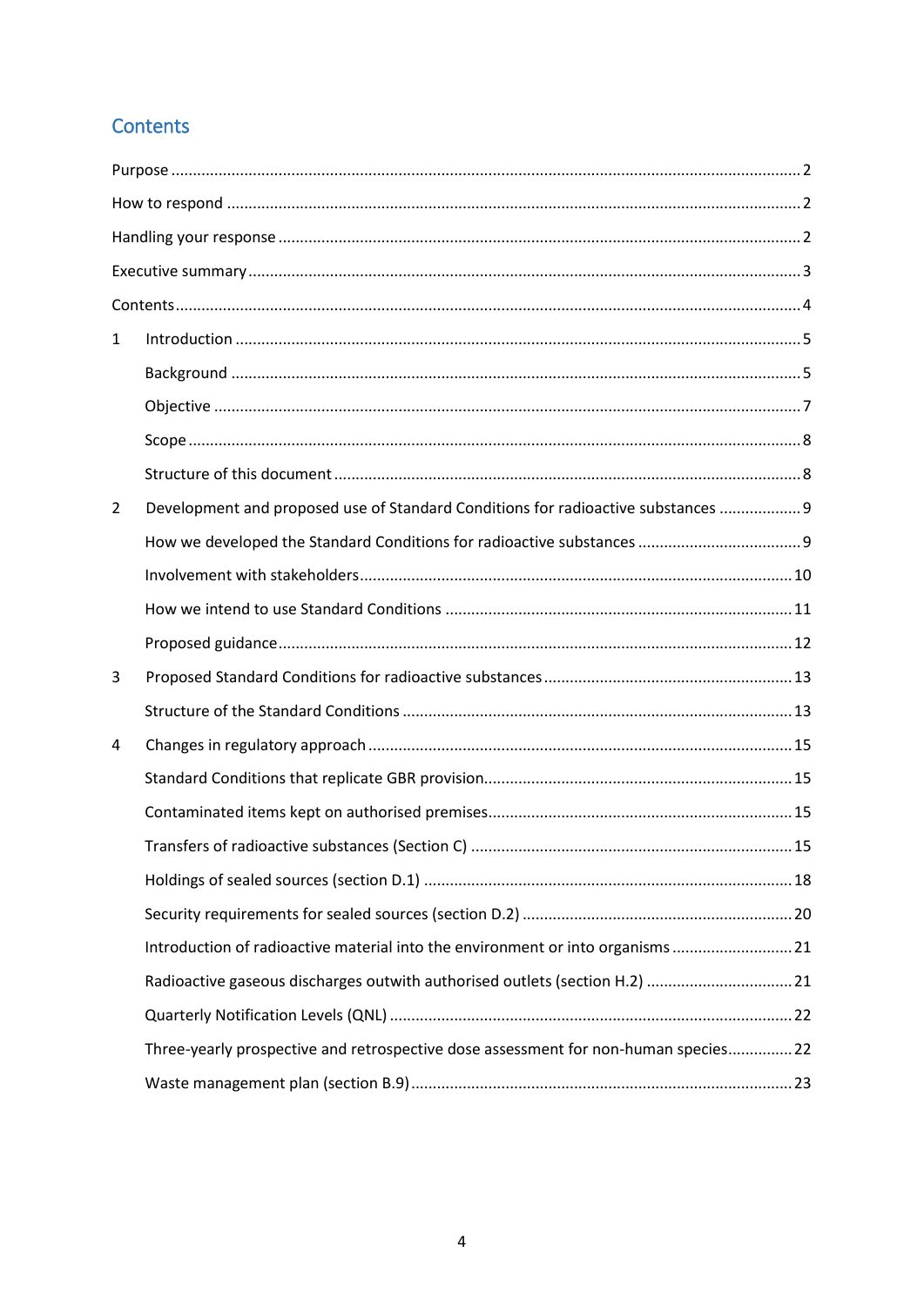## Contents

Purpose ..... 2

How to respond ..... 2

Handling your response ..... 2

Executive summary ..... 3

Contents ..... 4

1 Introduction ..... 5

- Background ..... 5
- Objective ..... 7
- Scope ..... 8
- Structure of this document ..... 8

2 Development and proposed use of Standard Conditions for radioactive substances ..... 9

- How we developed the Standard Conditions for radioactive substances ..... 9
- Involvement with stakeholders ..... 10
- How we intend to use Standard Conditions ..... 11
- Proposed guidance ..... 12

3 Proposed Standard Conditions for radioactive substances ..... 13

- Structure of the Standard Conditions ..... 13

4 Changes in regulatory approach ..... 15

- Standard Conditions that replicate GBR provision ..... 15
- Contaminated items kept on authorised premises ..... 15
- Transfers of radioactive substances (Section C) ..... 15
- Holdings of sealed sources (section D.1) ..... 18
- Security requirements for sealed sources (section D.2) ..... 20
- Introduction of radioactive material into the environment or into organisms ..... 21
- Radioactive gaseous discharges outwith authorised outlets (section H.2) ..... 21
- Quarterly Notification Levels (QNL) ..... 22
- Three-yearly prospective and retrospective dose assessment for non-human species ..... 22
- Waste management plan (section B.9) ..... 23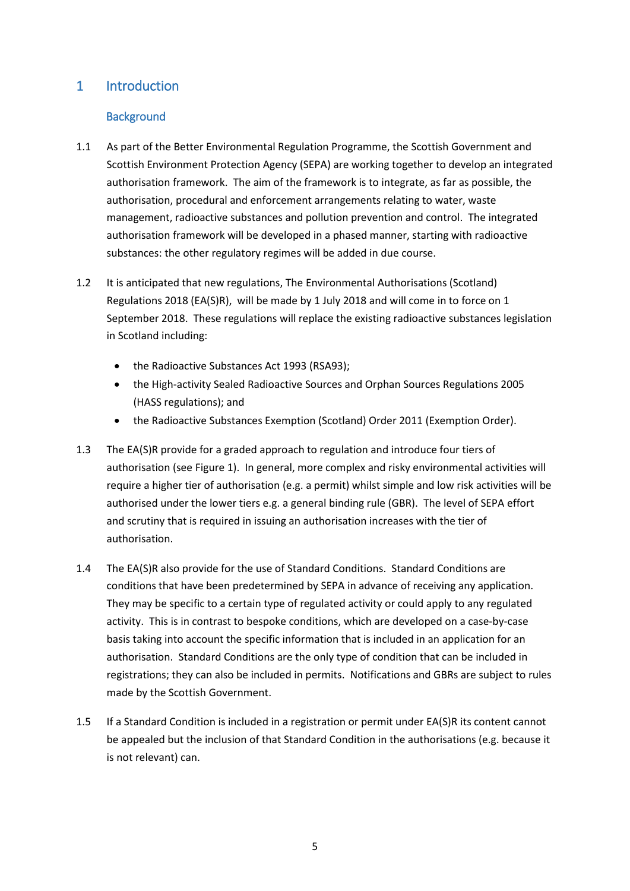# 1 Introduction

## Background

1.1 As part of the Better Environmental Regulation Programme, the Scottish Government and Scottish Environment Protection Agency (SEPA) are working together to develop an integrated authorisation framework. The aim of the framework is to integrate, as far as possible, the authorisation, procedural and enforcement arrangements relating to water, waste management, radioactive substances and pollution prevention and control. The integrated authorisation framework will be developed in a phased manner, starting with radioactive substances: the other regulatory regimes will be added in due course.

1.2 It is anticipated that new regulations, The Environmental Authorisations (Scotland) Regulations 2018 (EA(S)R), will be made by 1 July 2018 and will come in to force on 1 September 2018. These regulations will replace the existing radioactive substances legislation in Scotland including:

- the Radioactive Substances Act 1993 (RSA93);
- the High-activity Sealed Radioactive Sources and Orphan Sources Regulations 2005 (HASS regulations); and
- the Radioactive Substances Exemption (Scotland) Order 2011 (Exemption Order).

1.3 The EA(S)R provide for a graded approach to regulation and introduce four tiers of authorisation (see Figure 1). In general, more complex and risky environmental activities will require a higher tier of authorisation (e.g. a permit) whilst simple and low risk activities will be authorised under the lower tiers e.g. a general binding rule (GBR). The level of SEPA effort and scrutiny that is required in issuing an authorisation increases with the tier of authorisation.

1.4 The EA(S)R also provide for the use of Standard Conditions. Standard Conditions are conditions that have been predetermined by SEPA in advance of receiving any application. They may be specific to a certain type of regulated activity or could apply to any regulated activity. This is in contrast to bespoke conditions, which are developed on a case-by-case basis taking into account the specific information that is included in an application for an authorisation. Standard Conditions are the only type of condition that can be included in registrations; they can also be included in permits. Notifications and GBRs are subject to rules made by the Scottish Government.

1.5 If a Standard Condition is included in a registration or permit under EA(S)R its content cannot be appealed but the inclusion of that Standard Condition in the authorisations (e.g. because it is not relevant) can.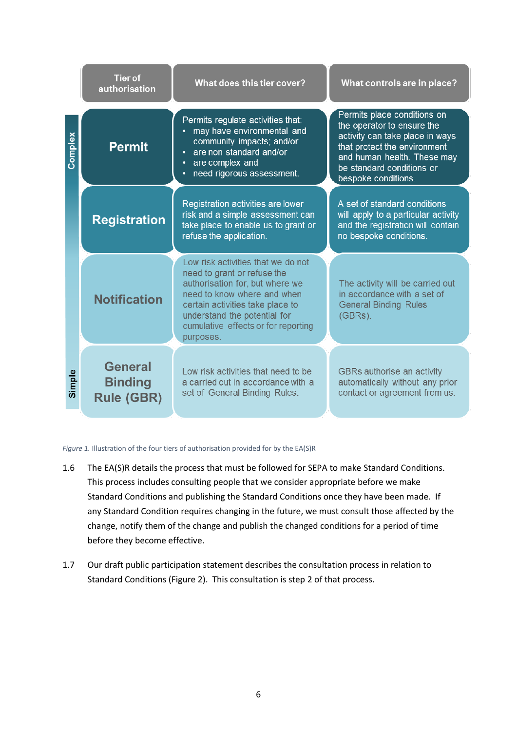| Tier of authorisation | What does this tier cover? | What controls are in place? |
|---|---|---|
| **Permit** | Permits regulate activities that:<br>• may have environmental and community impacts; and/or<br>• are non standard and/or<br>• are complex and<br>• need rigorous assessment. | Permits place conditions on the operator to ensure the activity can take place in ways that protect the environment and human health. These may be standard conditions or bespoke conditions. |
| **Registration** | Registration activities are lower risk and a simple assessment can take place to enable us to grant or refuse the application. | A set of standard conditions will apply to a particular activity and the registration will contain no bespoke conditions. |
| **Notification** | Low risk activities that we do not need to grant or refuse the authorisation for, but where we need to know where and when certain activities take place to understand the potential for cumulative effects or for reporting purposes. | The activity will be carried out in accordance with a set of General Binding Rules (GBRs). |
| **General Binding Rule (GBR)** | Low risk activities that need to be a carried out in accordance with a set of General Binding Rules. | GBRs authorise an activity automatically without any prior contact or agreement from us. |

Complex → Simple

*Figure 1.* Illustration of the four tiers of authorisation provided for by the EA(S)R

1.6 The EA(S)R details the process that must be followed for SEPA to make Standard Conditions. This process includes consulting people that we consider appropriate before we make Standard Conditions and publishing the Standard Conditions once they have been made. If any Standard Condition requires changing in the future, we must consult those affected by the change, notify them of the change and publish the changed conditions for a period of time before they become effective.

1.7 Our draft public participation statement describes the consultation process in relation to Standard Conditions (Figure 2). This consultation is step 2 of that process.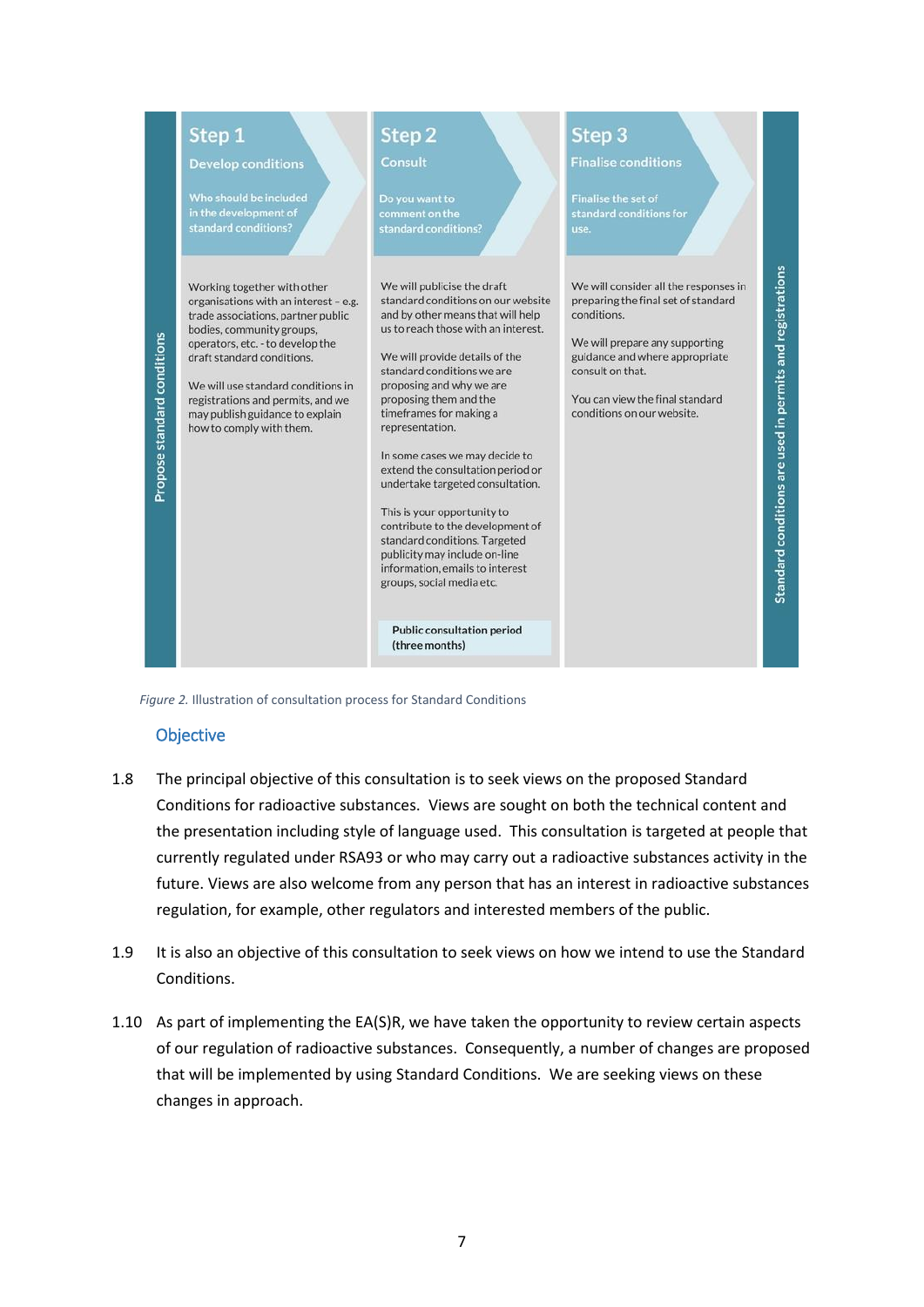**Propose standard conditions**

| Step 1<br>Develop conditions<br>Who should be included in the development of standard conditions? | Step 2<br>Consult<br>Do you want to comment on the standard conditions? | Step 3<br>Finalise conditions<br>Finalise the set of standard conditions for use. |
|---|---|---|
| Working together with other organisations with an interest – e.g. trade associations, partner public bodies, community groups, operators, etc. - to develop the draft standard conditions.<br><br>We will use standard conditions in registrations and permits, and we may publish guidance to explain how to comply with them. | We will publicise the draft standard conditions on our website and by other means that will help us to reach those with an interest.<br><br>We will provide details of the standard conditions we are proposing and why we are proposing them and the timeframes for making a representation.<br><br>In some cases we may decide to extend the consultation period or undertake targeted consultation.<br><br>This is your opportunity to contribute to the development of standard conditions. Targeted publicity may include on-line information, emails to interest groups, social media etc.<br><br>Public consultation period (three months) | We will consider all the responses in preparing the final set of standard conditions.<br><br>We will prepare any supporting guidance and where appropriate consult on that.<br><br>You can view the final standard conditions on our website. |

**Standard conditions are used in permits and registrations**

*Figure 2.* Illustration of consultation process for Standard Conditions

## Objective

1.8 The principal objective of this consultation is to seek views on the proposed Standard Conditions for radioactive substances. Views are sought on both the technical content and the presentation including style of language used. This consultation is targeted at people that currently regulated under RSA93 or who may carry out a radioactive substances activity in the future. Views are also welcome from any person that has an interest in radioactive substances regulation, for example, other regulators and interested members of the public.

1.9 It is also an objective of this consultation to seek views on how we intend to use the Standard Conditions.

1.10 As part of implementing the EA(S)R, we have taken the opportunity to review certain aspects of our regulation of radioactive substances. Consequently, a number of changes are proposed that will be implemented by using Standard Conditions. We are seeking views on these changes in approach.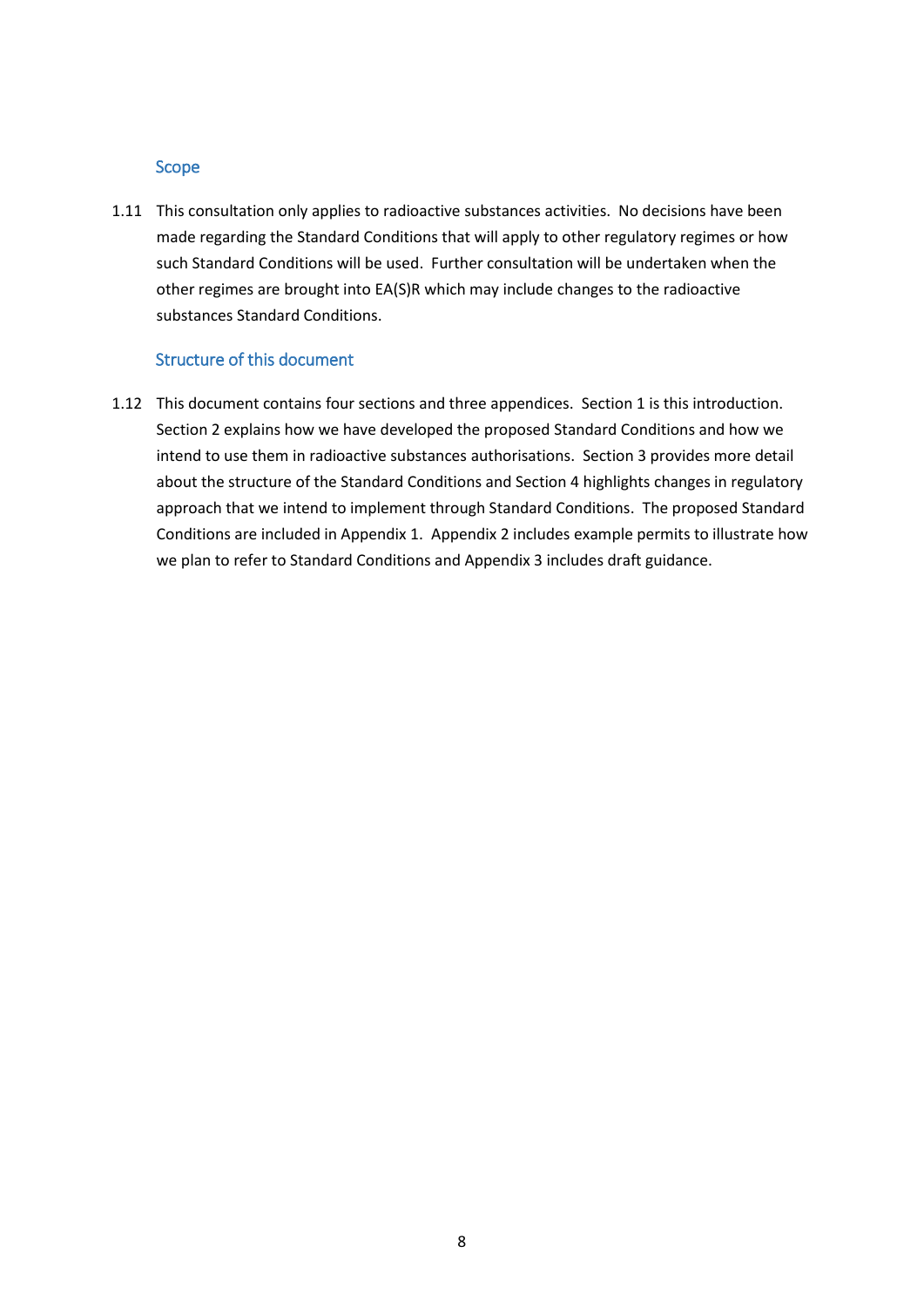## Scope

1.11 This consultation only applies to radioactive substances activities. No decisions have been made regarding the Standard Conditions that will apply to other regulatory regimes or how such Standard Conditions will be used. Further consultation will be undertaken when the other regimes are brought into EA(S)R which may include changes to the radioactive substances Standard Conditions.

## Structure of this document

1.12 This document contains four sections and three appendices. Section 1 is this introduction. Section 2 explains how we have developed the proposed Standard Conditions and how we intend to use them in radioactive substances authorisations. Section 3 provides more detail about the structure of the Standard Conditions and Section 4 highlights changes in regulatory approach that we intend to implement through Standard Conditions. The proposed Standard Conditions are included in Appendix 1. Appendix 2 includes example permits to illustrate how we plan to refer to Standard Conditions and Appendix 3 includes draft guidance.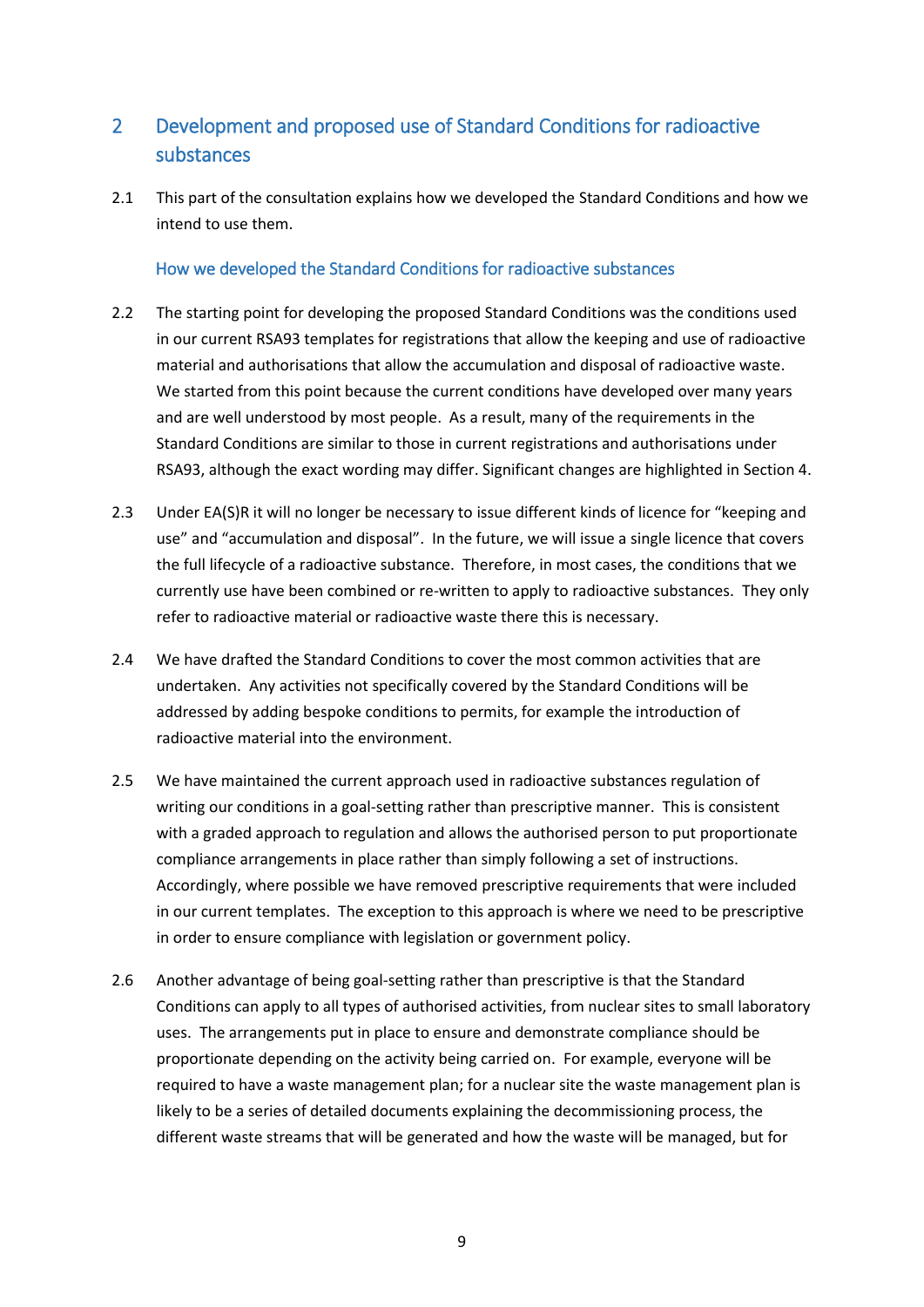## 2 Development and proposed use of Standard Conditions for radioactive substances

2.1 This part of the consultation explains how we developed the Standard Conditions and how we intend to use them.

### How we developed the Standard Conditions for radioactive substances

2.2 The starting point for developing the proposed Standard Conditions was the conditions used in our current RSA93 templates for registrations that allow the keeping and use of radioactive material and authorisations that allow the accumulation and disposal of radioactive waste. We started from this point because the current conditions have developed over many years and are well understood by most people. As a result, many of the requirements in the Standard Conditions are similar to those in current registrations and authorisations under RSA93, although the exact wording may differ. Significant changes are highlighted in Section 4.

2.3 Under EA(S)R it will no longer be necessary to issue different kinds of licence for "keeping and use" and "accumulation and disposal". In the future, we will issue a single licence that covers the full lifecycle of a radioactive substance. Therefore, in most cases, the conditions that we currently use have been combined or re-written to apply to radioactive substances. They only refer to radioactive material or radioactive waste there this is necessary.

2.4 We have drafted the Standard Conditions to cover the most common activities that are undertaken. Any activities not specifically covered by the Standard Conditions will be addressed by adding bespoke conditions to permits, for example the introduction of radioactive material into the environment.

2.5 We have maintained the current approach used in radioactive substances regulation of writing our conditions in a goal-setting rather than prescriptive manner. This is consistent with a graded approach to regulation and allows the authorised person to put proportionate compliance arrangements in place rather than simply following a set of instructions. Accordingly, where possible we have removed prescriptive requirements that were included in our current templates. The exception to this approach is where we need to be prescriptive in order to ensure compliance with legislation or government policy.

2.6 Another advantage of being goal-setting rather than prescriptive is that the Standard Conditions can apply to all types of authorised activities, from nuclear sites to small laboratory uses. The arrangements put in place to ensure and demonstrate compliance should be proportionate depending on the activity being carried on. For example, everyone will be required to have a waste management plan; for a nuclear site the waste management plan is likely to be a series of detailed documents explaining the decommissioning process, the different waste streams that will be generated and how the waste will be managed, but for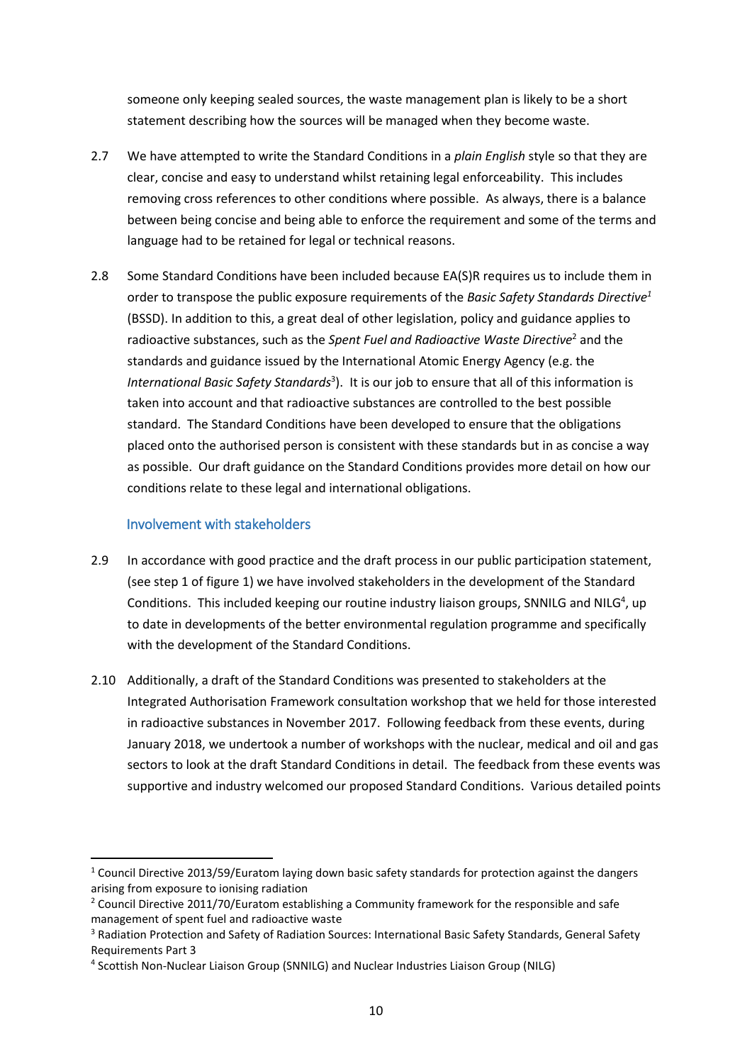someone only keeping sealed sources, the waste management plan is likely to be a short statement describing how the sources will be managed when they become waste.

2.7 We have attempted to write the Standard Conditions in a *plain English* style so that they are clear, concise and easy to understand whilst retaining legal enforceability. This includes removing cross references to other conditions where possible. As always, there is a balance between being concise and being able to enforce the requirement and some of the terms and language had to be retained for legal or technical reasons.

2.8 Some Standard Conditions have been included because EA(S)R requires us to include them in order to transpose the public exposure requirements of the *Basic Safety Standards Directive*[1] (BSSD). In addition to this, a great deal of other legislation, policy and guidance applies to radioactive substances, such as the *Spent Fuel and Radioactive Waste Directive*[2] and the standards and guidance issued by the International Atomic Energy Agency (e.g. the *International Basic Safety Standards*[3]). It is our job to ensure that all of this information is taken into account and that radioactive substances are controlled to the best possible standard. The Standard Conditions have been developed to ensure that the obligations placed onto the authorised person is consistent with these standards but in as concise a way as possible. Our draft guidance on the Standard Conditions provides more detail on how our conditions relate to these legal and international obligations.

### Involvement with stakeholders

2.9 In accordance with good practice and the draft process in our public participation statement, (see step 1 of figure 1) we have involved stakeholders in the development of the Standard Conditions. This included keeping our routine industry liaison groups, SNNILG and NILG[4], up to date in developments of the better environmental regulation programme and specifically with the development of the Standard Conditions.

2.10 Additionally, a draft of the Standard Conditions was presented to stakeholders at the Integrated Authorisation Framework consultation workshop that we held for those interested in radioactive substances in November 2017. Following feedback from these events, during January 2018, we undertook a number of workshops with the nuclear, medical and oil and gas sectors to look at the draft Standard Conditions in detail. The feedback from these events was supportive and industry welcomed our proposed Standard Conditions. Various detailed points

---

[1] Council Directive 2013/59/Euratom laying down basic safety standards for protection against the dangers arising from exposure to ionising radiation

[2] Council Directive 2011/70/Euratom establishing a Community framework for the responsible and safe management of spent fuel and radioactive waste

[3] Radiation Protection and Safety of Radiation Sources: International Basic Safety Standards, General Safety Requirements Part 3

[4] Scottish Non-Nuclear Liaison Group (SNNILG) and Nuclear Industries Liaison Group (NILG)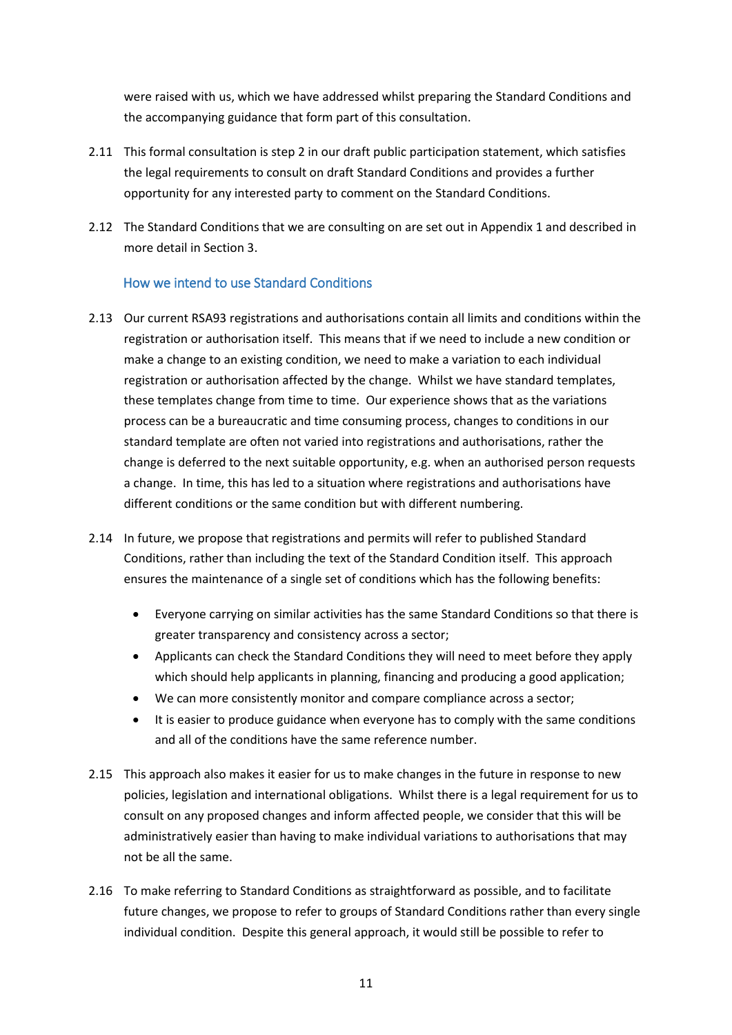were raised with us, which we have addressed whilst preparing the Standard Conditions and the accompanying guidance that form part of this consultation.

2.11 This formal consultation is step 2 in our draft public participation statement, which satisfies the legal requirements to consult on draft Standard Conditions and provides a further opportunity for any interested party to comment on the Standard Conditions.

2.12 The Standard Conditions that we are consulting on are set out in Appendix 1 and described in more detail in Section 3.

### How we intend to use Standard Conditions

2.13 Our current RSA93 registrations and authorisations contain all limits and conditions within the registration or authorisation itself. This means that if we need to include a new condition or make a change to an existing condition, we need to make a variation to each individual registration or authorisation affected by the change. Whilst we have standard templates, these templates change from time to time. Our experience shows that as the variations process can be a bureaucratic and time consuming process, changes to conditions in our standard template are often not varied into registrations and authorisations, rather the change is deferred to the next suitable opportunity, e.g. when an authorised person requests a change. In time, this has led to a situation where registrations and authorisations have different conditions or the same condition but with different numbering.

2.14 In future, we propose that registrations and permits will refer to published Standard Conditions, rather than including the text of the Standard Condition itself. This approach ensures the maintenance of a single set of conditions which has the following benefits:

- Everyone carrying on similar activities has the same Standard Conditions so that there is greater transparency and consistency across a sector;
- Applicants can check the Standard Conditions they will need to meet before they apply which should help applicants in planning, financing and producing a good application;
- We can more consistently monitor and compare compliance across a sector;
- It is easier to produce guidance when everyone has to comply with the same conditions and all of the conditions have the same reference number.

2.15 This approach also makes it easier for us to make changes in the future in response to new policies, legislation and international obligations. Whilst there is a legal requirement for us to consult on any proposed changes and inform affected people, we consider that this will be administratively easier than having to make individual variations to authorisations that may not be all the same.

2.16 To make referring to Standard Conditions as straightforward as possible, and to facilitate future changes, we propose to refer to groups of Standard Conditions rather than every single individual condition. Despite this general approach, it would still be possible to refer to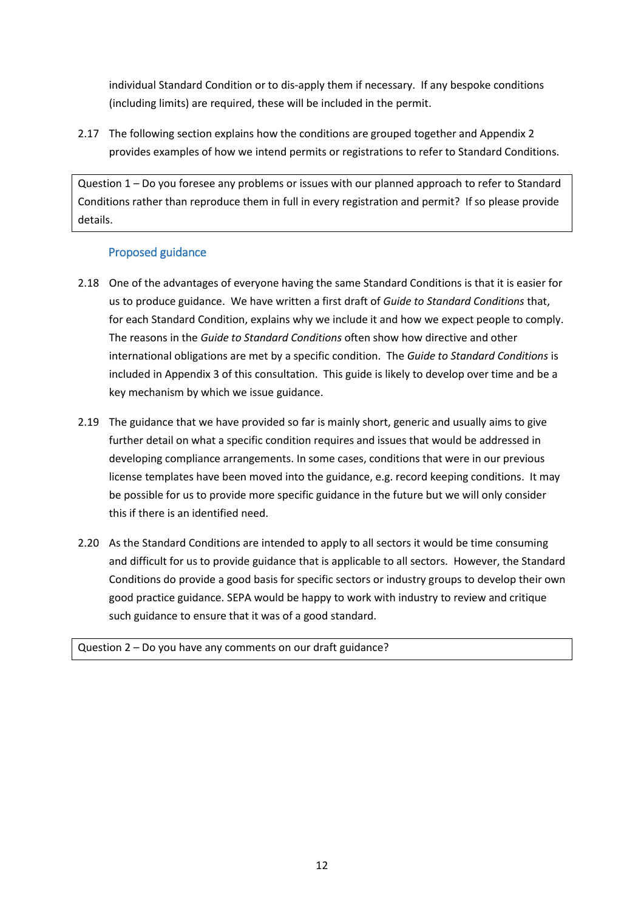individual Standard Condition or to dis-apply them if necessary. If any bespoke conditions (including limits) are required, these will be included in the permit.

2.17 The following section explains how the conditions are grouped together and Appendix 2 provides examples of how we intend permits or registrations to refer to Standard Conditions.

> Question 1 – Do you foresee any problems or issues with our planned approach to refer to Standard Conditions rather than reproduce them in full in every registration and permit? If so please provide details.

### Proposed guidance

2.18 One of the advantages of everyone having the same Standard Conditions is that it is easier for us to produce guidance. We have written a first draft of *Guide to Standard Conditions* that, for each Standard Condition, explains why we include it and how we expect people to comply. The reasons in the *Guide to Standard Conditions* often show how directive and other international obligations are met by a specific condition. The *Guide to Standard Conditions* is included in Appendix 3 of this consultation. This guide is likely to develop over time and be a key mechanism by which we issue guidance.

2.19 The guidance that we have provided so far is mainly short, generic and usually aims to give further detail on what a specific condition requires and issues that would be addressed in developing compliance arrangements. In some cases, conditions that were in our previous license templates have been moved into the guidance, e.g. record keeping conditions. It may be possible for us to provide more specific guidance in the future but we will only consider this if there is an identified need.

2.20 As the Standard Conditions are intended to apply to all sectors it would be time consuming and difficult for us to provide guidance that is applicable to all sectors. However, the Standard Conditions do provide a good basis for specific sectors or industry groups to develop their own good practice guidance. SEPA would be happy to work with industry to review and critique such guidance to ensure that it was of a good standard.

> Question 2 – Do you have any comments on our draft guidance?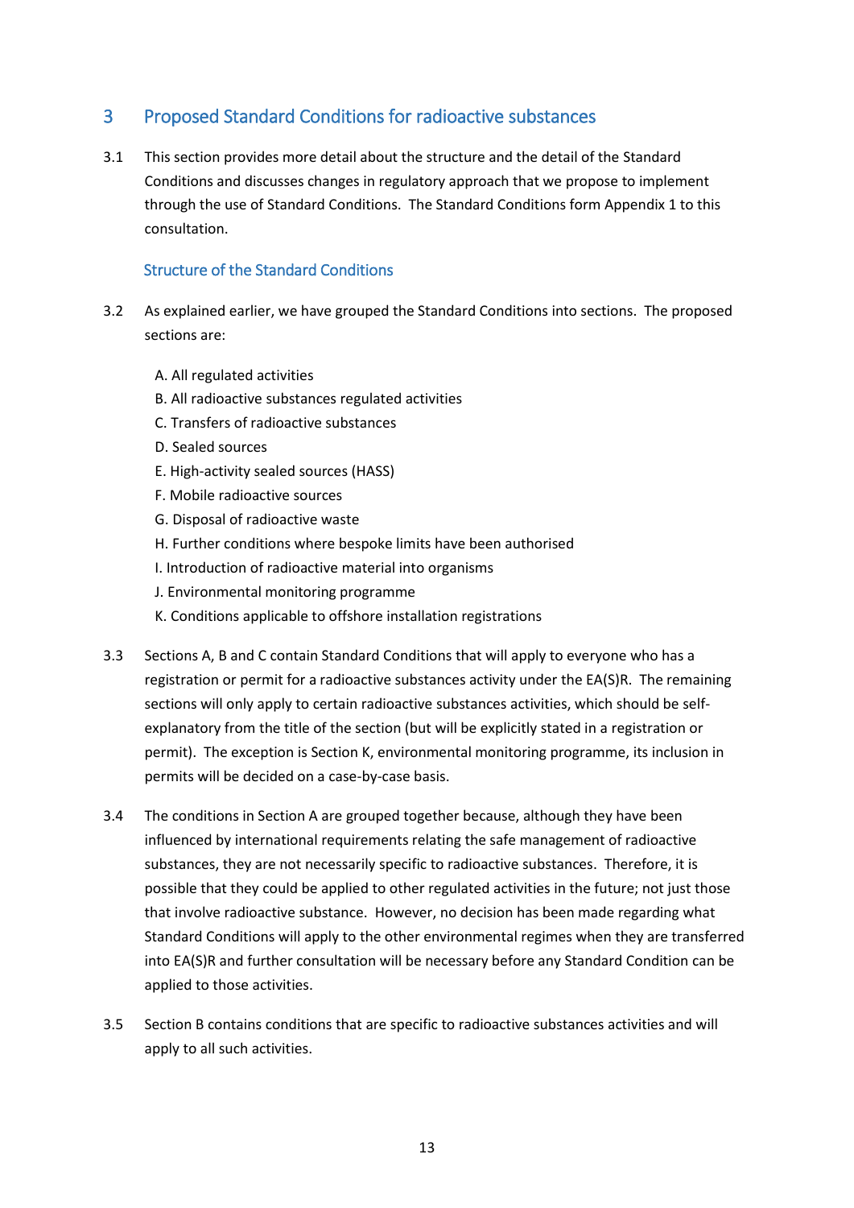## 3 Proposed Standard Conditions for radioactive substances

3.1 This section provides more detail about the structure and the detail of the Standard Conditions and discusses changes in regulatory approach that we propose to implement through the use of Standard Conditions. The Standard Conditions form Appendix 1 to this consultation.

### Structure of the Standard Conditions

3.2 As explained earlier, we have grouped the Standard Conditions into sections. The proposed sections are:

A. All regulated activities
B. All radioactive substances regulated activities
C. Transfers of radioactive substances
D. Sealed sources
E. High-activity sealed sources (HASS)
F. Mobile radioactive sources
G. Disposal of radioactive waste
H. Further conditions where bespoke limits have been authorised
I. Introduction of radioactive material into organisms
J. Environmental monitoring programme
K. Conditions applicable to offshore installation registrations

3.3 Sections A, B and C contain Standard Conditions that will apply to everyone who has a registration or permit for a radioactive substances activity under the EA(S)R. The remaining sections will only apply to certain radioactive substances activities, which should be self-explanatory from the title of the section (but will be explicitly stated in a registration or permit). The exception is Section K, environmental monitoring programme, its inclusion in permits will be decided on a case-by-case basis.

3.4 The conditions in Section A are grouped together because, although they have been influenced by international requirements relating the safe management of radioactive substances, they are not necessarily specific to radioactive substances. Therefore, it is possible that they could be applied to other regulated activities in the future; not just those that involve radioactive substance. However, no decision has been made regarding what Standard Conditions will apply to the other environmental regimes when they are transferred into EA(S)R and further consultation will be necessary before any Standard Condition can be applied to those activities.

3.5 Section B contains conditions that are specific to radioactive substances activities and will apply to all such activities.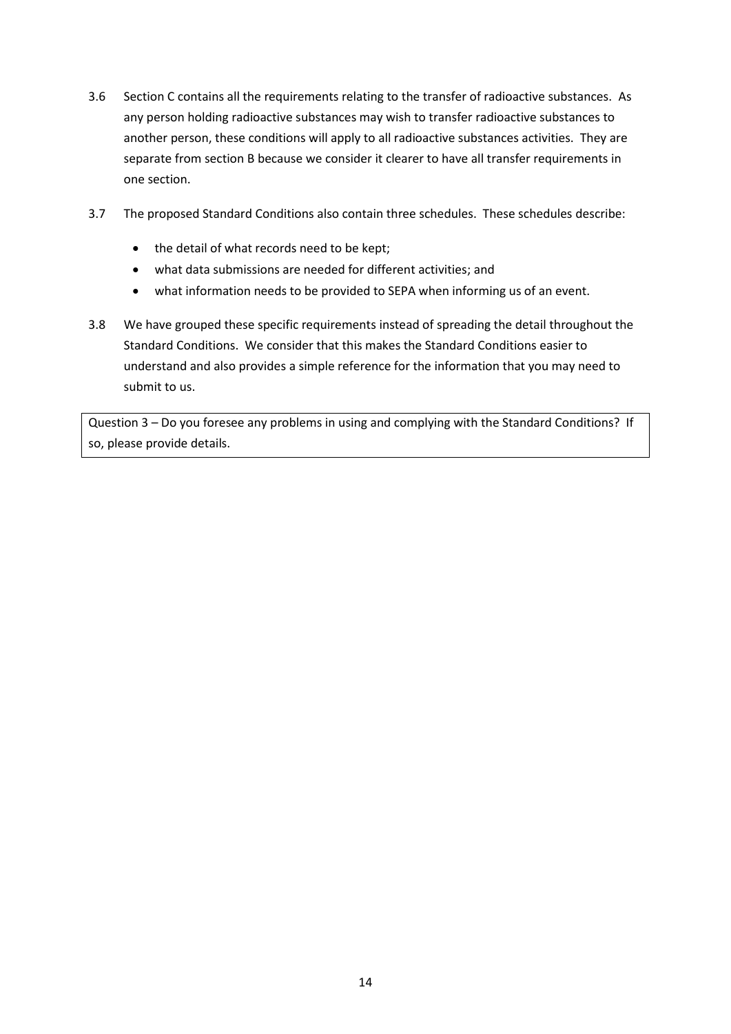3.6 Section C contains all the requirements relating to the transfer of radioactive substances. As any person holding radioactive substances may wish to transfer radioactive substances to another person, these conditions will apply to all radioactive substances activities. They are separate from section B because we consider it clearer to have all transfer requirements in one section.

3.7 The proposed Standard Conditions also contain three schedules. These schedules describe:

- the detail of what records need to be kept;
- what data submissions are needed for different activities; and
- what information needs to be provided to SEPA when informing us of an event.

3.8 We have grouped these specific requirements instead of spreading the detail throughout the Standard Conditions. We consider that this makes the Standard Conditions easier to understand and also provides a simple reference for the information that you may need to submit to us.

| Question 3 – Do you foresee any problems in using and complying with the Standard Conditions? If so, please provide details. |
|---|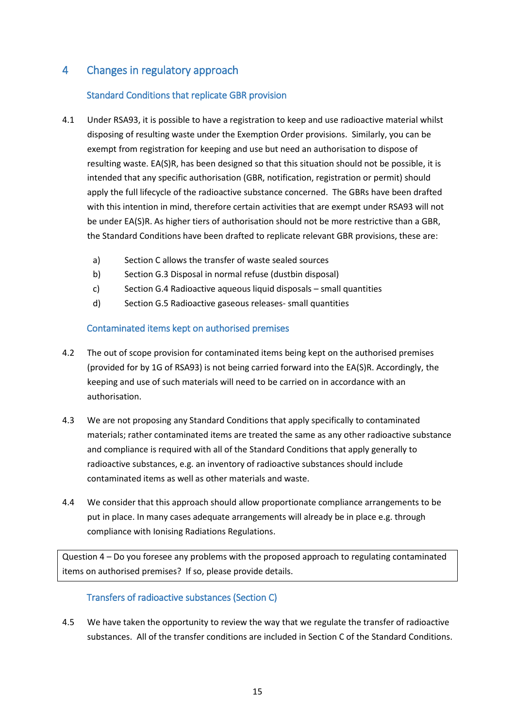# 4 Changes in regulatory approach

## Standard Conditions that replicate GBR provision

4.1 Under RSA93, it is possible to have a registration to keep and use radioactive material whilst disposing of resulting waste under the Exemption Order provisions. Similarly, you can be exempt from registration for keeping and use but need an authorisation to dispose of resulting waste. EA(S)R, has been designed so that this situation should not be possible, it is intended that any specific authorisation (GBR, notification, registration or permit) should apply the full lifecycle of the radioactive substance concerned. The GBRs have been drafted with this intention in mind, therefore certain activities that are exempt under RSA93 will not be under EA(S)R. As higher tiers of authorisation should not be more restrictive than a GBR, the Standard Conditions have been drafted to replicate relevant GBR provisions, these are:

a) Section C allows the transfer of waste sealed sources
b) Section G.3 Disposal in normal refuse (dustbin disposal)
c) Section G.4 Radioactive aqueous liquid disposals – small quantities
d) Section G.5 Radioactive gaseous releases- small quantities

## Contaminated items kept on authorised premises

4.2 The out of scope provision for contaminated items being kept on the authorised premises (provided for by 1G of RSA93) is not being carried forward into the EA(S)R. Accordingly, the keeping and use of such materials will need to be carried on in accordance with an authorisation.

4.3 We are not proposing any Standard Conditions that apply specifically to contaminated materials; rather contaminated items are treated the same as any other radioactive substance and compliance is required with all of the Standard Conditions that apply generally to radioactive substances, e.g. an inventory of radioactive substances should include contaminated items as well as other materials and waste.

4.4 We consider that this approach should allow proportionate compliance arrangements to be put in place. In many cases adequate arrangements will already be in place e.g. through compliance with Ionising Radiations Regulations.

> Question 4 – Do you foresee any problems with the proposed approach to regulating contaminated items on authorised premises? If so, please provide details.

## Transfers of radioactive substances (Section C)

4.5 We have taken the opportunity to review the way that we regulate the transfer of radioactive substances. All of the transfer conditions are included in Section C of the Standard Conditions.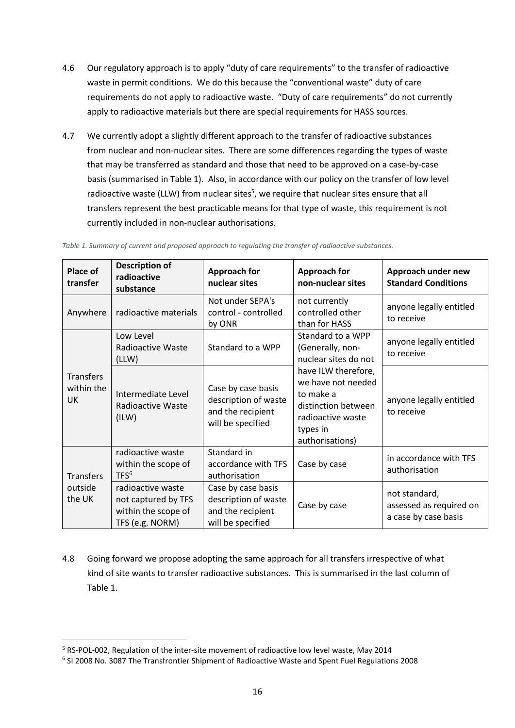4.6 Our regulatory approach is to apply "duty of care requirements" to the transfer of radioactive waste in permit conditions. We do this because the "conventional waste" duty of care requirements do not apply to radioactive waste. "Duty of care requirements" do not currently apply to radioactive materials but there are special requirements for HASS sources.

4.7 We currently adopt a slightly different approach to the transfer of radioactive substances from nuclear and non-nuclear sites. There are some differences regarding the types of waste that may be transferred as standard and those that need to be approved on a case-by-case basis (summarised in Table 1). Also, in accordance with our policy on the transfer of low level radioactive waste (LLW) from nuclear sites[5], we require that nuclear sites ensure that all transfers represent the best practicable means for that type of waste, this requirement is not currently included in non-nuclear authorisations.

*Table 1. Summary of current and proposed approach to regulating the transfer of radioactive substances.*

| Place of transfer | Description of radioactive substance | Approach for nuclear sites | Approach for non-nuclear sites | Approach under new Standard Conditions |
|---|---|---|---|---|
| Anywhere | radioactive materials | Not under SEPA's control - controlled by ONR | not currently controlled other than for HASS | anyone legally entitled to receive |
| Transfers within the UK | Low Level Radioactive Waste (LLW) | Standard to a WPP | Standard to a WPP (Generally, non-nuclear sites do not have ILW therefore, we have not needed to make a distinction between radioactive waste types in authorisations) | anyone legally entitled to receive |
| | Intermediate Level Radioactive Waste (ILW) | Case by case basis description of waste and the recipient will be specified | | anyone legally entitled to receive |
| Transfers outside the UK | radioactive waste within the scope of TFS[6] | Standard in accordance with TFS authorisation | Case by case | in accordance with TFS authorisation |
| | radioactive waste not captured by TFS within the scope of TFS (e.g. NORM) | Case by case basis description of waste and the recipient will be specified | Case by case | not standard, assessed as required on a case by case basis |

4.8 Going forward we propose adopting the same approach for all transfers irrespective of what kind of site wants to transfer radioactive substances. This is summarised in the last column of Table 1.

[5] RS-POL-002, Regulation of the inter-site movement of radioactive low level waste, May 2014

[6] SI 2008 No. 3087 The Transfrontier Shipment of Radioactive Waste and Spent Fuel Regulations 2008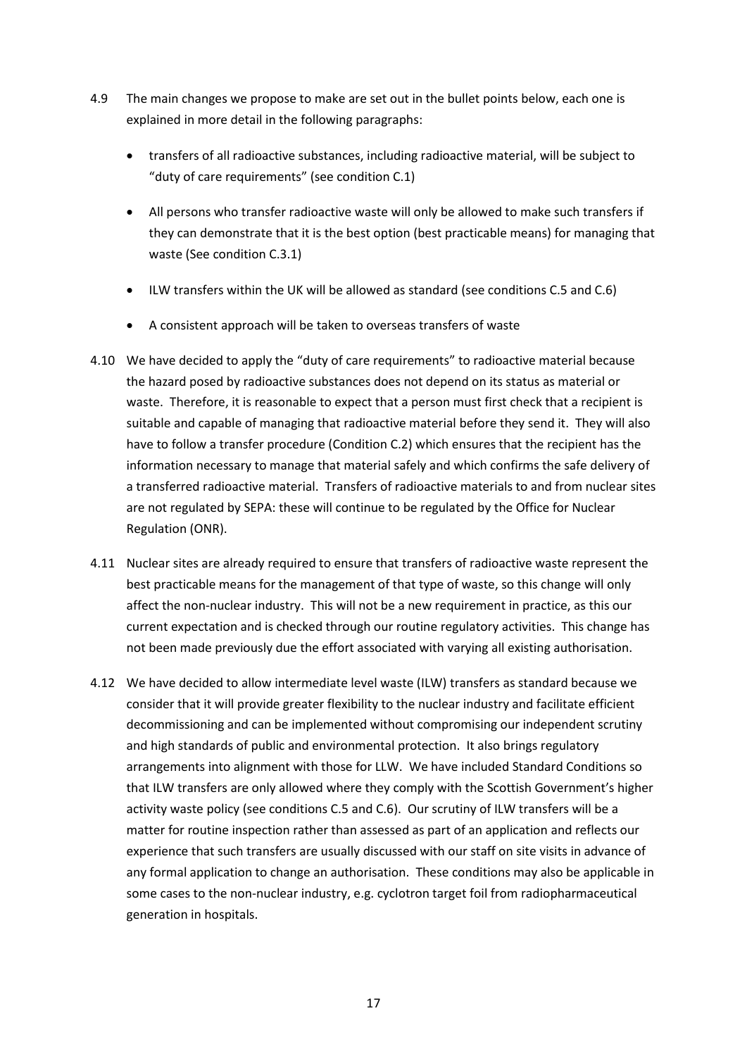4.9 The main changes we propose to make are set out in the bullet points below, each one is explained in more detail in the following paragraphs:

- transfers of all radioactive substances, including radioactive material, will be subject to "duty of care requirements" (see condition C.1)
- All persons who transfer radioactive waste will only be allowed to make such transfers if they can demonstrate that it is the best option (best practicable means) for managing that waste (See condition C.3.1)
- ILW transfers within the UK will be allowed as standard (see conditions C.5 and C.6)
- A consistent approach will be taken to overseas transfers of waste

4.10 We have decided to apply the "duty of care requirements" to radioactive material because the hazard posed by radioactive substances does not depend on its status as material or waste. Therefore, it is reasonable to expect that a person must first check that a recipient is suitable and capable of managing that radioactive material before they send it. They will also have to follow a transfer procedure (Condition C.2) which ensures that the recipient has the information necessary to manage that material safely and which confirms the safe delivery of a transferred radioactive material. Transfers of radioactive materials to and from nuclear sites are not regulated by SEPA: these will continue to be regulated by the Office for Nuclear Regulation (ONR).

4.11 Nuclear sites are already required to ensure that transfers of radioactive waste represent the best practicable means for the management of that type of waste, so this change will only affect the non-nuclear industry. This will not be a new requirement in practice, as this our current expectation and is checked through our routine regulatory activities. This change has not been made previously due the effort associated with varying all existing authorisation.

4.12 We have decided to allow intermediate level waste (ILW) transfers as standard because we consider that it will provide greater flexibility to the nuclear industry and facilitate efficient decommissioning and can be implemented without compromising our independent scrutiny and high standards of public and environmental protection. It also brings regulatory arrangements into alignment with those for LLW. We have included Standard Conditions so that ILW transfers are only allowed where they comply with the Scottish Government's higher activity waste policy (see conditions C.5 and C.6). Our scrutiny of ILW transfers will be a matter for routine inspection rather than assessed as part of an application and reflects our experience that such transfers are usually discussed with our staff on site visits in advance of any formal application to change an authorisation. These conditions may also be applicable in some cases to the non-nuclear industry, e.g. cyclotron target foil from radiopharmaceutical generation in hospitals.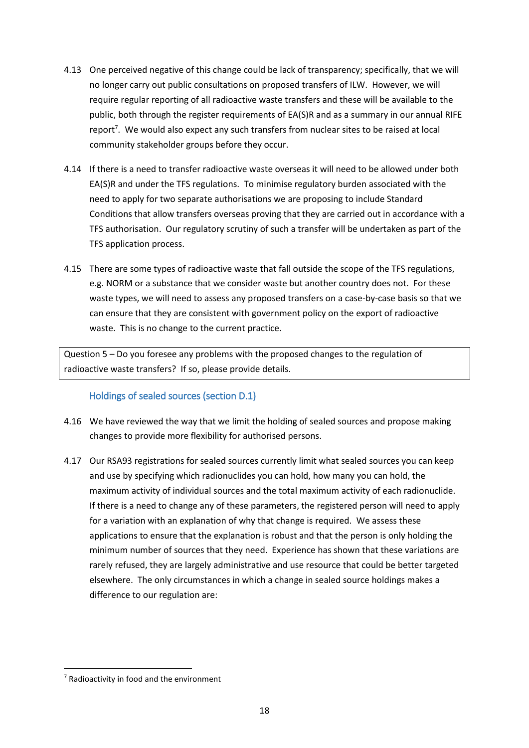4.13 One perceived negative of this change could be lack of transparency; specifically, that we will no longer carry out public consultations on proposed transfers of ILW. However, we will require regular reporting of all radioactive waste transfers and these will be available to the public, both through the register requirements of EA(S)R and as a summary in our annual RIFE report[7]. We would also expect any such transfers from nuclear sites to be raised at local community stakeholder groups before they occur.

4.14 If there is a need to transfer radioactive waste overseas it will need to be allowed under both EA(S)R and under the TFS regulations. To minimise regulatory burden associated with the need to apply for two separate authorisations we are proposing to include Standard Conditions that allow transfers overseas proving that they are carried out in accordance with a TFS authorisation. Our regulatory scrutiny of such a transfer will be undertaken as part of the TFS application process.

4.15 There are some types of radioactive waste that fall outside the scope of the TFS regulations, e.g. NORM or a substance that we consider waste but another country does not. For these waste types, we will need to assess any proposed transfers on a case-by-case basis so that we can ensure that they are consistent with government policy on the export of radioactive waste. This is no change to the current practice.

> Question 5 – Do you foresee any problems with the proposed changes to the regulation of radioactive waste transfers? If so, please provide details.

### Holdings of sealed sources (section D.1)

4.16 We have reviewed the way that we limit the holding of sealed sources and propose making changes to provide more flexibility for authorised persons.

4.17 Our RSA93 registrations for sealed sources currently limit what sealed sources you can keep and use by specifying which radionuclides you can hold, how many you can hold, the maximum activity of individual sources and the total maximum activity of each radionuclide. If there is a need to change any of these parameters, the registered person will need to apply for a variation with an explanation of why that change is required. We assess these applications to ensure that the explanation is robust and that the person is only holding the minimum number of sources that they need. Experience has shown that these variations are rarely refused, they are largely administrative and use resource that could be better targeted elsewhere. The only circumstances in which a change in sealed source holdings makes a difference to our regulation are:

[7] Radioactivity in food and the environment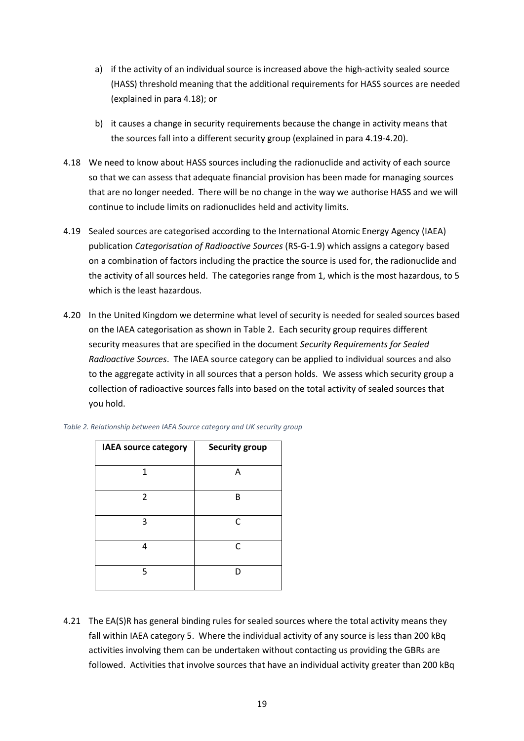a) if the activity of an individual source is increased above the high-activity sealed source (HASS) threshold meaning that the additional requirements for HASS sources are needed (explained in para 4.18); or

b) it causes a change in security requirements because the change in activity means that the sources fall into a different security group (explained in para 4.19-4.20).

4.18 We need to know about HASS sources including the radionuclide and activity of each source so that we can assess that adequate financial provision has been made for managing sources that are no longer needed. There will be no change in the way we authorise HASS and we will continue to include limits on radionuclides held and activity limits.

4.19 Sealed sources are categorised according to the International Atomic Energy Agency (IAEA) publication *Categorisation of Radioactive Sources* (RS-G-1.9) which assigns a category based on a combination of factors including the practice the source is used for, the radionuclide and the activity of all sources held. The categories range from 1, which is the most hazardous, to 5 which is the least hazardous.

4.20 In the United Kingdom we determine what level of security is needed for sealed sources based on the IAEA categorisation as shown in Table 2. Each security group requires different security measures that are specified in the document *Security Requirements for Sealed Radioactive Sources*. The IAEA source category can be applied to individual sources and also to the aggregate activity in all sources that a person holds. We assess which security group a collection of radioactive sources falls into based on the total activity of sealed sources that you hold.

*Table 2. Relationship between IAEA Source category and UK security group*

| IAEA source category | Security group |
|---|---|
| 1 | A |
| 2 | B |
| 3 | C |
| 4 | C |
| 5 | D |

4.21 The EA(S)R has general binding rules for sealed sources where the total activity means they fall within IAEA category 5. Where the individual activity of any source is less than 200 kBq activities involving them can be undertaken without contacting us providing the GBRs are followed. Activities that involve sources that have an individual activity greater than 200 kBq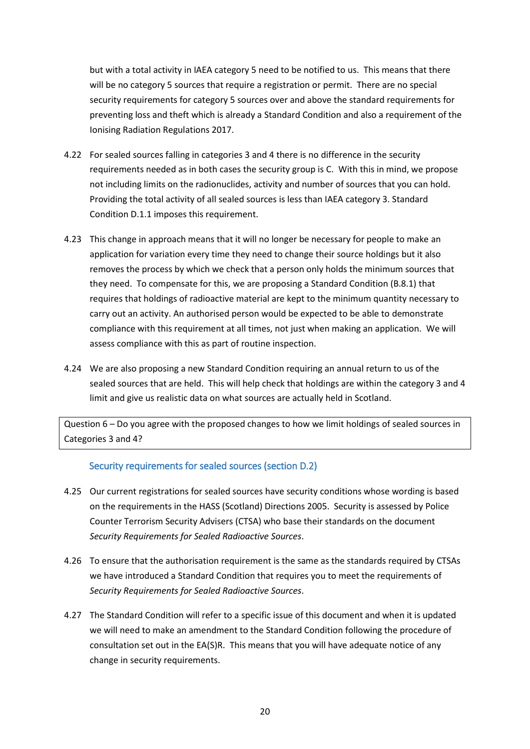but with a total activity in IAEA category 5 need to be notified to us. This means that there will be no category 5 sources that require a registration or permit. There are no special security requirements for category 5 sources over and above the standard requirements for preventing loss and theft which is already a Standard Condition and also a requirement of the Ionising Radiation Regulations 2017.

4.22 For sealed sources falling in categories 3 and 4 there is no difference in the security requirements needed as in both cases the security group is C. With this in mind, we propose not including limits on the radionuclides, activity and number of sources that you can hold. Providing the total activity of all sealed sources is less than IAEA category 3. Standard Condition D.1.1 imposes this requirement.

4.23 This change in approach means that it will no longer be necessary for people to make an application for variation every time they need to change their source holdings but it also removes the process by which we check that a person only holds the minimum sources that they need. To compensate for this, we are proposing a Standard Condition (B.8.1) that requires that holdings of radioactive material are kept to the minimum quantity necessary to carry out an activity. An authorised person would be expected to be able to demonstrate compliance with this requirement at all times, not just when making an application. We will assess compliance with this as part of routine inspection.

4.24 We are also proposing a new Standard Condition requiring an annual return to us of the sealed sources that are held. This will help check that holdings are within the category 3 and 4 limit and give us realistic data on what sources are actually held in Scotland.

| Question 6 – Do you agree with the proposed changes to how we limit holdings of sealed sources in Categories 3 and 4? |
|---|

### Security requirements for sealed sources (section D.2)

4.25 Our current registrations for sealed sources have security conditions whose wording is based on the requirements in the HASS (Scotland) Directions 2005. Security is assessed by Police Counter Terrorism Security Advisers (CTSA) who base their standards on the document *Security Requirements for Sealed Radioactive Sources*.

4.26 To ensure that the authorisation requirement is the same as the standards required by CTSAs we have introduced a Standard Condition that requires you to meet the requirements of *Security Requirements for Sealed Radioactive Sources*.

4.27 The Standard Condition will refer to a specific issue of this document and when it is updated we will need to make an amendment to the Standard Condition following the procedure of consultation set out in the EA(S)R. This means that you will have adequate notice of any change in security requirements.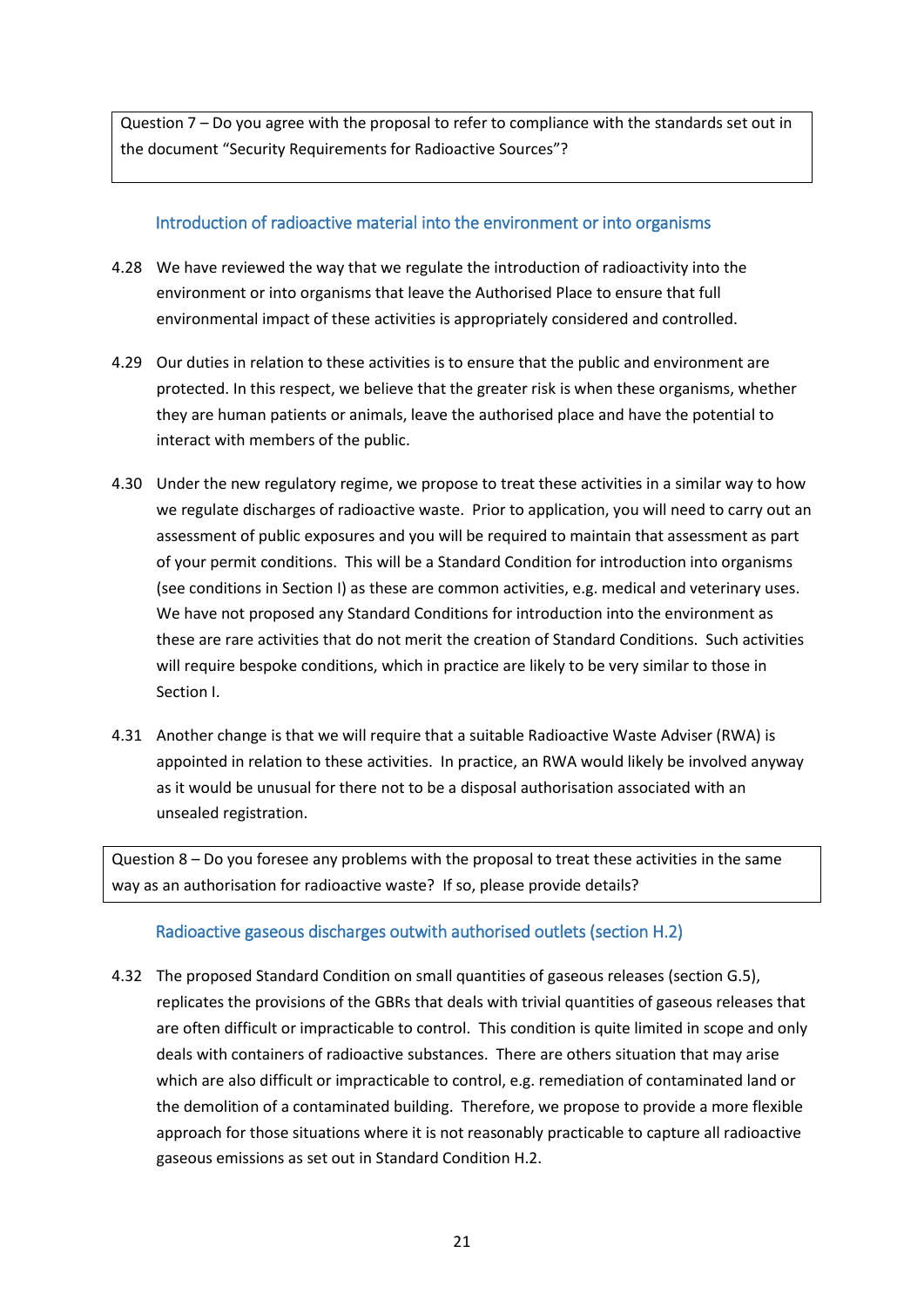> Question 7 – Do you agree with the proposal to refer to compliance with the standards set out in the document "Security Requirements for Radioactive Sources"?

### Introduction of radioactive material into the environment or into organisms

4.28 We have reviewed the way that we regulate the introduction of radioactivity into the environment or into organisms that leave the Authorised Place to ensure that full environmental impact of these activities is appropriately considered and controlled.

4.29 Our duties in relation to these activities is to ensure that the public and environment are protected. In this respect, we believe that the greater risk is when these organisms, whether they are human patients or animals, leave the authorised place and have the potential to interact with members of the public.

4.30 Under the new regulatory regime, we propose to treat these activities in a similar way to how we regulate discharges of radioactive waste. Prior to application, you will need to carry out an assessment of public exposures and you will be required to maintain that assessment as part of your permit conditions. This will be a Standard Condition for introduction into organisms (see conditions in Section I) as these are common activities, e.g. medical and veterinary uses. We have not proposed any Standard Conditions for introduction into the environment as these are rare activities that do not merit the creation of Standard Conditions. Such activities will require bespoke conditions, which in practice are likely to be very similar to those in Section I.

4.31 Another change is that we will require that a suitable Radioactive Waste Adviser (RWA) is appointed in relation to these activities. In practice, an RWA would likely be involved anyway as it would be unusual for there not to be a disposal authorisation associated with an unsealed registration.

> Question 8 – Do you foresee any problems with the proposal to treat these activities in the same way as an authorisation for radioactive waste? If so, please provide details?

### Radioactive gaseous discharges outwith authorised outlets (section H.2)

4.32 The proposed Standard Condition on small quantities of gaseous releases (section G.5), replicates the provisions of the GBRs that deals with trivial quantities of gaseous releases that are often difficult or impracticable to control. This condition is quite limited in scope and only deals with containers of radioactive substances. There are others situation that may arise which are also difficult or impracticable to control, e.g. remediation of contaminated land or the demolition of a contaminated building. Therefore, we propose to provide a more flexible approach for those situations where it is not reasonably practicable to capture all radioactive gaseous emissions as set out in Standard Condition H.2.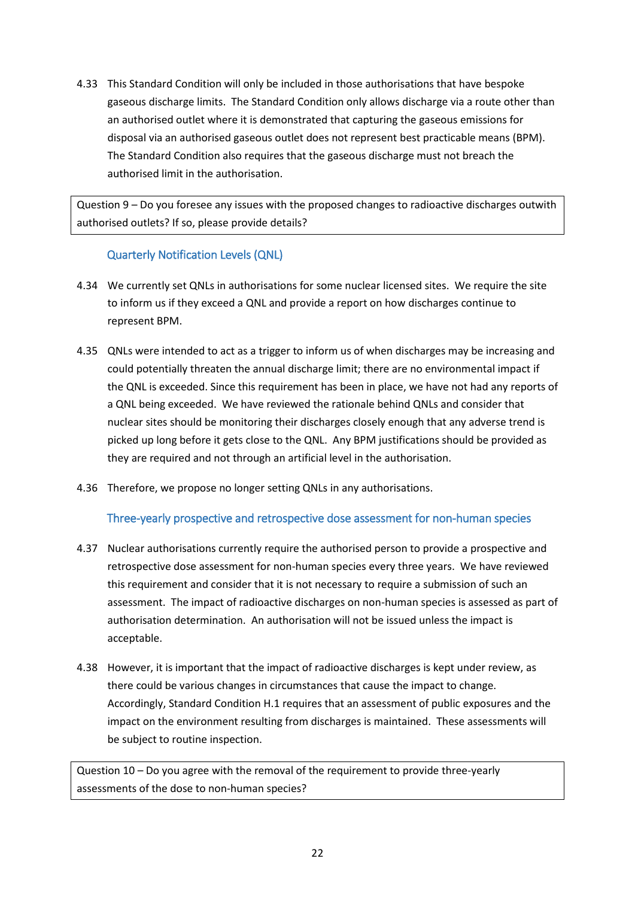4.33 This Standard Condition will only be included in those authorisations that have bespoke gaseous discharge limits. The Standard Condition only allows discharge via a route other than an authorised outlet where it is demonstrated that capturing the gaseous emissions for disposal via an authorised gaseous outlet does not represent best practicable means (BPM). The Standard Condition also requires that the gaseous discharge must not breach the authorised limit in the authorisation.

> Question 9 – Do you foresee any issues with the proposed changes to radioactive discharges outwith authorised outlets? If so, please provide details?

### Quarterly Notification Levels (QNL)

4.34 We currently set QNLs in authorisations for some nuclear licensed sites. We require the site to inform us if they exceed a QNL and provide a report on how discharges continue to represent BPM.

4.35 QNLs were intended to act as a trigger to inform us of when discharges may be increasing and could potentially threaten the annual discharge limit; there are no environmental impact if the QNL is exceeded. Since this requirement has been in place, we have not had any reports of a QNL being exceeded. We have reviewed the rationale behind QNLs and consider that nuclear sites should be monitoring their discharges closely enough that any adverse trend is picked up long before it gets close to the QNL. Any BPM justifications should be provided as they are required and not through an artificial level in the authorisation.

4.36 Therefore, we propose no longer setting QNLs in any authorisations.

### Three-yearly prospective and retrospective dose assessment for non-human species

4.37 Nuclear authorisations currently require the authorised person to provide a prospective and retrospective dose assessment for non-human species every three years. We have reviewed this requirement and consider that it is not necessary to require a submission of such an assessment. The impact of radioactive discharges on non-human species is assessed as part of authorisation determination. An authorisation will not be issued unless the impact is acceptable.

4.38 However, it is important that the impact of radioactive discharges is kept under review, as there could be various changes in circumstances that cause the impact to change. Accordingly, Standard Condition H.1 requires that an assessment of public exposures and the impact on the environment resulting from discharges is maintained. These assessments will be subject to routine inspection.

> Question 10 – Do you agree with the removal of the requirement to provide three-yearly assessments of the dose to non-human species?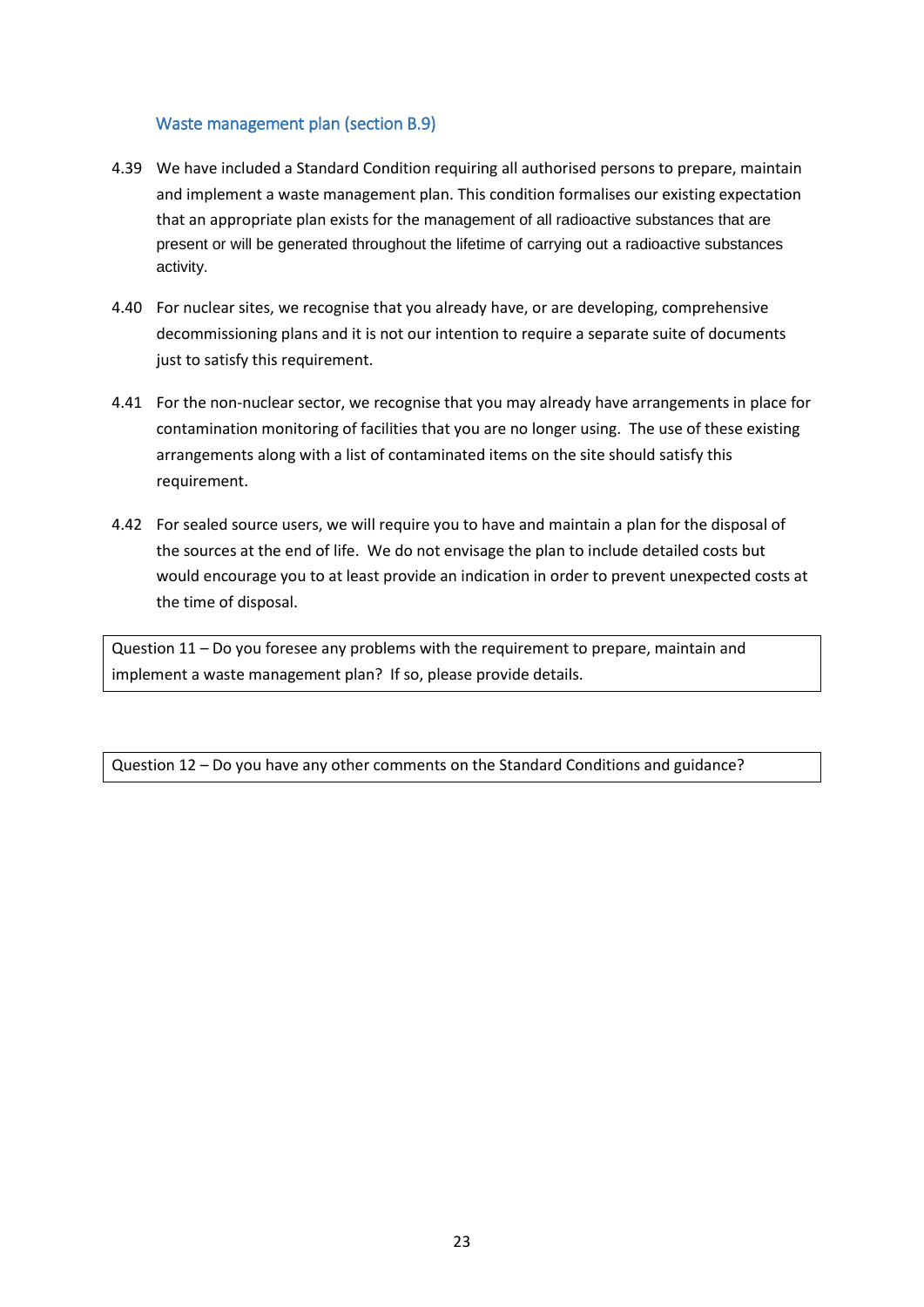### Waste management plan (section B.9)

4.39 We have included a Standard Condition requiring all authorised persons to prepare, maintain and implement a waste management plan. This condition formalises our existing expectation that an appropriate plan exists for the management of all radioactive substances that are present or will be generated throughout the lifetime of carrying out a radioactive substances activity.

4.40 For nuclear sites, we recognise that you already have, or are developing, comprehensive decommissioning plans and it is not our intention to require a separate suite of documents just to satisfy this requirement.

4.41 For the non-nuclear sector, we recognise that you may already have arrangements in place for contamination monitoring of facilities that you are no longer using. The use of these existing arrangements along with a list of contaminated items on the site should satisfy this requirement.

4.42 For sealed source users, we will require you to have and maintain a plan for the disposal of the sources at the end of life. We do not envisage the plan to include detailed costs but would encourage you to at least provide an indication in order to prevent unexpected costs at the time of disposal.

Question 11 – Do you foresee any problems with the requirement to prepare, maintain and implement a waste management plan? If so, please provide details.

Question 12 – Do you have any other comments on the Standard Conditions and guidance?